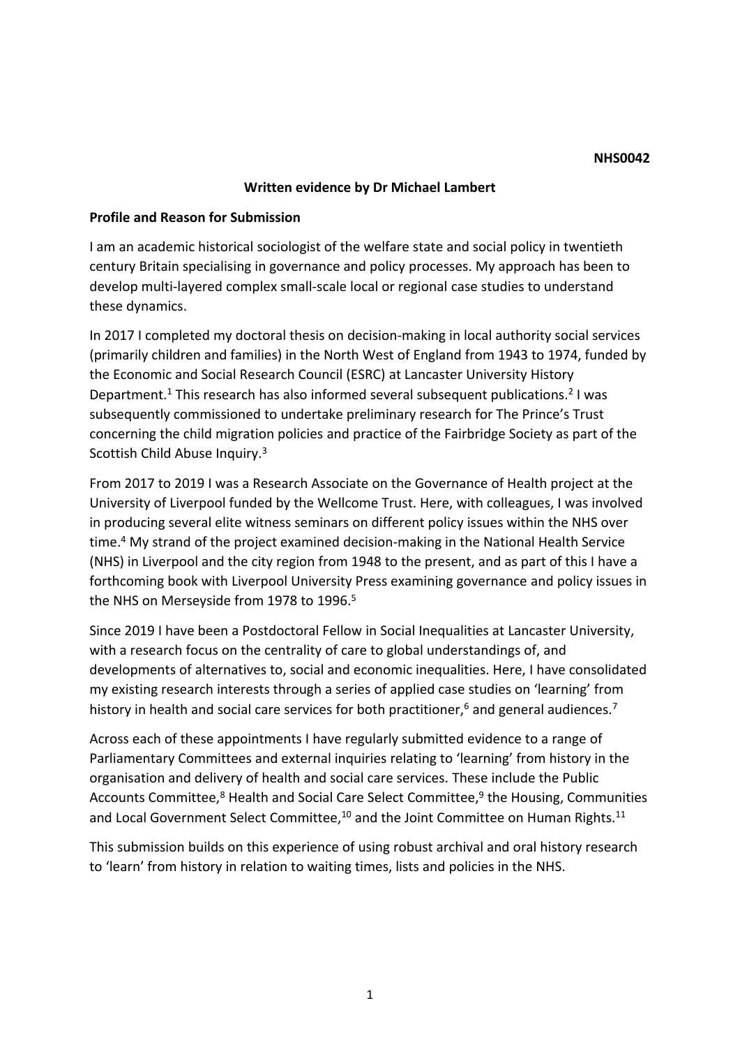**NHS0042**

## Written evidence by Dr Michael Lambert

### Profile and Reason for Submission

I am an academic historical sociologist of the welfare state and social policy in twentieth century Britain specialising in governance and policy processes. My approach has been to develop multi-layered complex small-scale local or regional case studies to understand these dynamics.

In 2017 I completed my doctoral thesis on decision-making in local authority social services (primarily children and families) in the North West of England from 1943 to 1974, funded by the Economic and Social Research Council (ESRC) at Lancaster University History Department.[1] This research has also informed several subsequent publications.[2] I was subsequently commissioned to undertake preliminary research for The Prince's Trust concerning the child migration policies and practice of the Fairbridge Society as part of the Scottish Child Abuse Inquiry.[3]

From 2017 to 2019 I was a Research Associate on the Governance of Health project at the University of Liverpool funded by the Wellcome Trust. Here, with colleagues, I was involved in producing several elite witness seminars on different policy issues within the NHS over time.[4] My strand of the project examined decision-making in the National Health Service (NHS) in Liverpool and the city region from 1948 to the present, and as part of this I have a forthcoming book with Liverpool University Press examining governance and policy issues in the NHS on Merseyside from 1978 to 1996.[5]

Since 2019 I have been a Postdoctoral Fellow in Social Inequalities at Lancaster University, with a research focus on the centrality of care to global understandings of, and developments of alternatives to, social and economic inequalities. Here, I have consolidated my existing research interests through a series of applied case studies on 'learning' from history in health and social care services for both practitioner,[6] and general audiences.[7]

Across each of these appointments I have regularly submitted evidence to a range of Parliamentary Committees and external inquiries relating to 'learning' from history in the organisation and delivery of health and social care services. These include the Public Accounts Committee,[8] Health and Social Care Select Committee,[9] the Housing, Communities and Local Government Select Committee,[10] and the Joint Committee on Human Rights.[11]

This submission builds on this experience of using robust archival and oral history research to 'learn' from history in relation to waiting times, lists and policies in the NHS.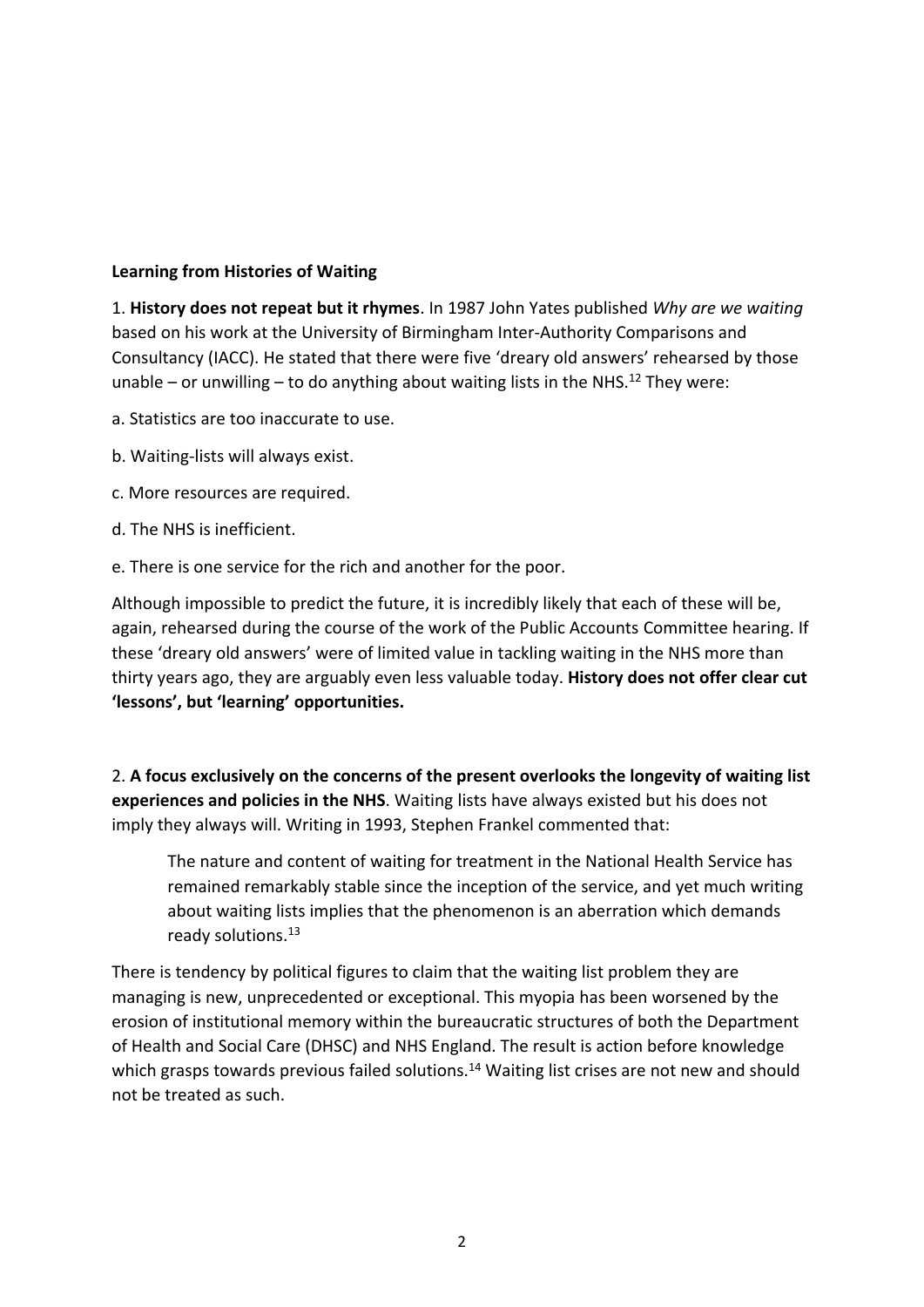**Learning from Histories of Waiting**

1. **History does not repeat but it rhymes**. In 1987 John Yates published *Why are we waiting* based on his work at the University of Birmingham Inter-Authority Comparisons and Consultancy (IACC). He stated that there were five 'dreary old answers' rehearsed by those unable – or unwilling – to do anything about waiting lists in the NHS.[12] They were:

a. Statistics are too inaccurate to use.

b. Waiting-lists will always exist.

c. More resources are required.

d. The NHS is inefficient.

e. There is one service for the rich and another for the poor.

Although impossible to predict the future, it is incredibly likely that each of these will be, again, rehearsed during the course of the work of the Public Accounts Committee hearing. If these 'dreary old answers' were of limited value in tackling waiting in the NHS more than thirty years ago, they are arguably even less valuable today. **History does not offer clear cut 'lessons', but 'learning' opportunities.**

2. **A focus exclusively on the concerns of the present overlooks the longevity of waiting list experiences and policies in the NHS**. Waiting lists have always existed but his does not imply they always will. Writing in 1993, Stephen Frankel commented that:

> The nature and content of waiting for treatment in the National Health Service has remained remarkably stable since the inception of the service, and yet much writing about waiting lists implies that the phenomenon is an aberration which demands ready solutions.[13]

There is tendency by political figures to claim that the waiting list problem they are managing is new, unprecedented or exceptional. This myopia has been worsened by the erosion of institutional memory within the bureaucratic structures of both the Department of Health and Social Care (DHSC) and NHS England. The result is action before knowledge which grasps towards previous failed solutions.[14] Waiting list crises are not new and should not be treated as such.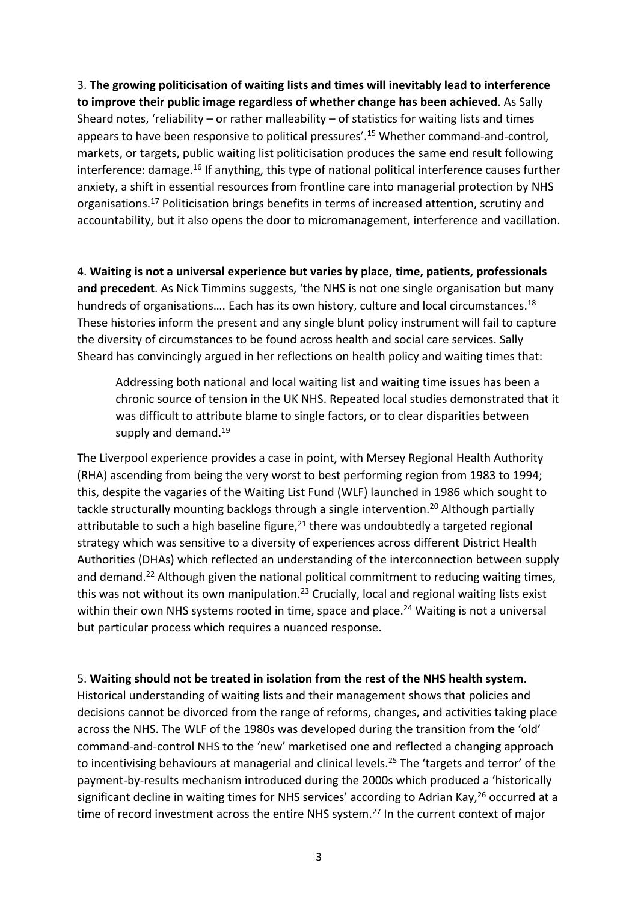3. **The growing politicisation of waiting lists and times will inevitably lead to interference to improve their public image regardless of whether change has been achieved**. As Sally Sheard notes, 'reliability – or rather malleability – of statistics for waiting lists and times appears to have been responsive to political pressures'.[15] Whether command-and-control, markets, or targets, public waiting list politicisation produces the same end result following interference: damage.[16] If anything, this type of national political interference causes further anxiety, a shift in essential resources from frontline care into managerial protection by NHS organisations.[17] Politicisation brings benefits in terms of increased attention, scrutiny and accountability, but it also opens the door to micromanagement, interference and vacillation.

4. **Waiting is not a universal experience but varies by place, time, patients, professionals and precedent**. As Nick Timmins suggests, 'the NHS is not one single organisation but many hundreds of organisations…. Each has its own history, culture and local circumstances.[18] These histories inform the present and any single blunt policy instrument will fail to capture the diversity of circumstances to be found across health and social care services. Sally Sheard has convincingly argued in her reflections on health policy and waiting times that:

> Addressing both national and local waiting list and waiting time issues has been a chronic source of tension in the UK NHS. Repeated local studies demonstrated that it was difficult to attribute blame to single factors, or to clear disparities between supply and demand.[19]

The Liverpool experience provides a case in point, with Mersey Regional Health Authority (RHA) ascending from being the very worst to best performing region from 1983 to 1994; this, despite the vagaries of the Waiting List Fund (WLF) launched in 1986 which sought to tackle structurally mounting backlogs through a single intervention.[20] Although partially attributable to such a high baseline figure,[21] there was undoubtedly a targeted regional strategy which was sensitive to a diversity of experiences across different District Health Authorities (DHAs) which reflected an understanding of the interconnection between supply and demand.[22] Although given the national political commitment to reducing waiting times, this was not without its own manipulation.[23] Crucially, local and regional waiting lists exist within their own NHS systems rooted in time, space and place.[24] Waiting is not a universal but particular process which requires a nuanced response.

5. **Waiting should not be treated in isolation from the rest of the NHS health system**. Historical understanding of waiting lists and their management shows that policies and decisions cannot be divorced from the range of reforms, changes, and activities taking place across the NHS. The WLF of the 1980s was developed during the transition from the 'old' command-and-control NHS to the 'new' marketised one and reflected a changing approach to incentivising behaviours at managerial and clinical levels.[25] The 'targets and terror' of the payment-by-results mechanism introduced during the 2000s which produced a 'historically significant decline in waiting times for NHS services' according to Adrian Kay,[26] occurred at a time of record investment across the entire NHS system.[27] In the current context of major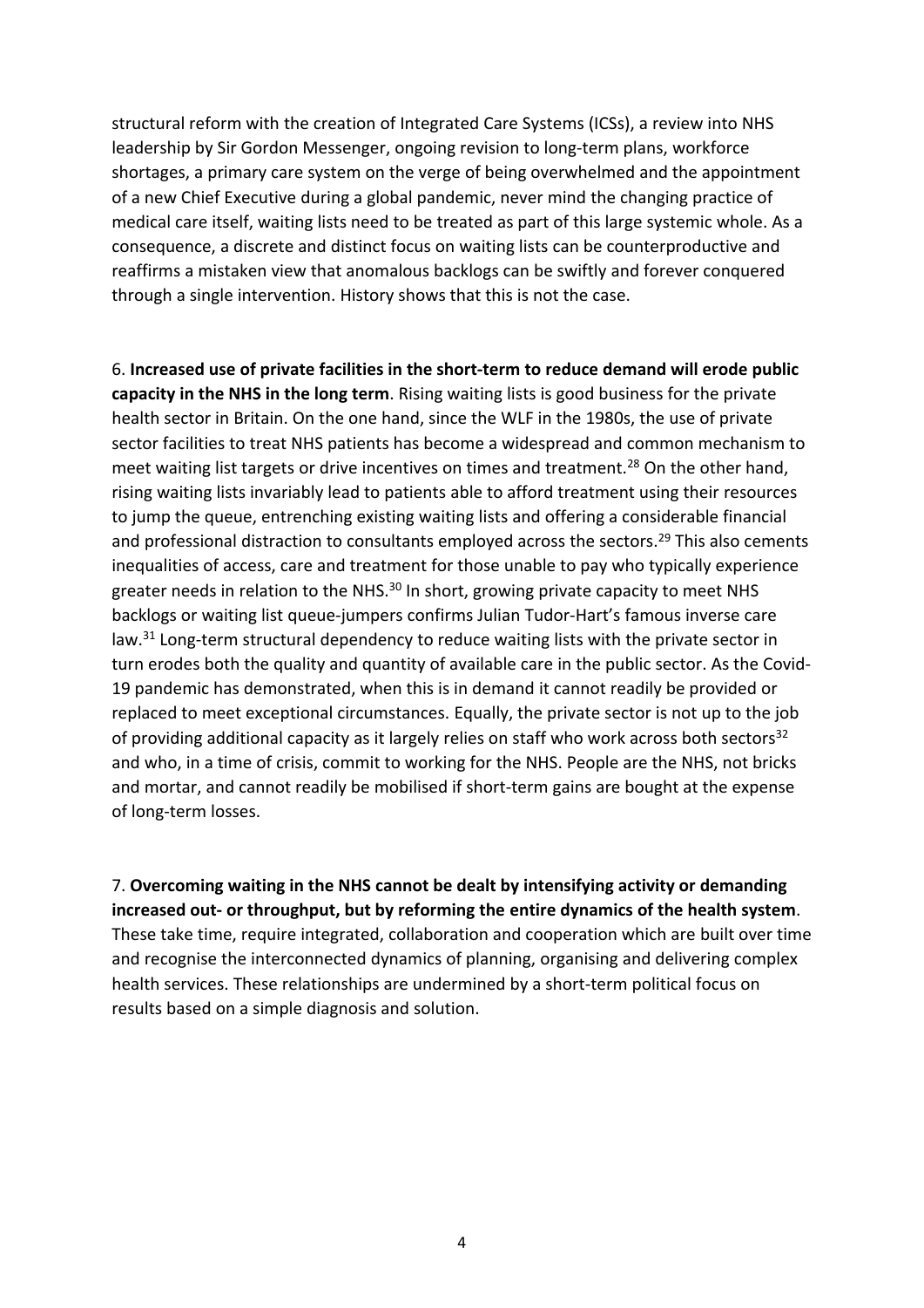structural reform with the creation of Integrated Care Systems (ICSs), a review into NHS leadership by Sir Gordon Messenger, ongoing revision to long-term plans, workforce shortages, a primary care system on the verge of being overwhelmed and the appointment of a new Chief Executive during a global pandemic, never mind the changing practice of medical care itself, waiting lists need to be treated as part of this large systemic whole. As a consequence, a discrete and distinct focus on waiting lists can be counterproductive and reaffirms a mistaken view that anomalous backlogs can be swiftly and forever conquered through a single intervention. History shows that this is not the case.

6. **Increased use of private facilities in the short-term to reduce demand will erode public capacity in the NHS in the long term**. Rising waiting lists is good business for the private health sector in Britain. On the one hand, since the WLF in the 1980s, the use of private sector facilities to treat NHS patients has become a widespread and common mechanism to meet waiting list targets or drive incentives on times and treatment.[28] On the other hand, rising waiting lists invariably lead to patients able to afford treatment using their resources to jump the queue, entrenching existing waiting lists and offering a considerable financial and professional distraction to consultants employed across the sectors.[29] This also cements inequalities of access, care and treatment for those unable to pay who typically experience greater needs in relation to the NHS.[30] In short, growing private capacity to meet NHS backlogs or waiting list queue-jumpers confirms Julian Tudor-Hart's famous inverse care law.[31] Long-term structural dependency to reduce waiting lists with the private sector in turn erodes both the quality and quantity of available care in the public sector. As the Covid-19 pandemic has demonstrated, when this is in demand it cannot readily be provided or replaced to meet exceptional circumstances. Equally, the private sector is not up to the job of providing additional capacity as it largely relies on staff who work across both sectors[32] and who, in a time of crisis, commit to working for the NHS. People are the NHS, not bricks and mortar, and cannot readily be mobilised if short-term gains are bought at the expense of long-term losses.

7. **Overcoming waiting in the NHS cannot be dealt by intensifying activity or demanding increased out- or throughput, but by reforming the entire dynamics of the health system**. These take time, require integrated, collaboration and cooperation which are built over time and recognise the interconnected dynamics of planning, organising and delivering complex health services. These relationships are undermined by a short-term political focus on results based on a simple diagnosis and solution.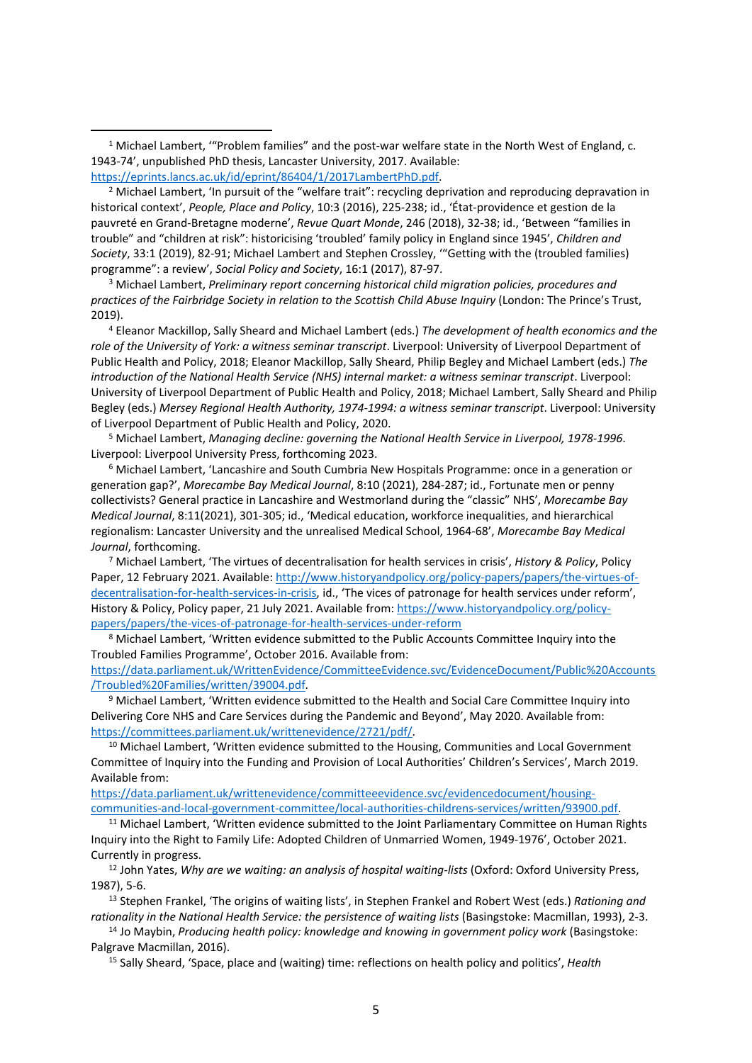[1] Michael Lambert, '"Problem families" and the post-war welfare state in the North West of England, c. 1943-74', unpublished PhD thesis, Lancaster University, 2017. Available: https://eprints.lancs.ac.uk/id/eprint/86404/1/2017LambertPhD.pdf.

[2] Michael Lambert, 'In pursuit of the "welfare trait": recycling deprivation and reproducing depravation in historical context', *People, Place and Policy*, 10:3 (2016), 225-238; id., 'État-providence et gestion de la pauvreté en Grand-Bretagne moderne', *Revue Quart Monde*, 246 (2018), 32-38; id., 'Between "families in trouble" and "children at risk": historicising 'troubled' family policy in England since 1945', *Children and Society*, 33:1 (2019), 82-91; Michael Lambert and Stephen Crossley, '"Getting with the (troubled families) programme": a review', *Social Policy and Society*, 16:1 (2017), 87-97.

[3] Michael Lambert, *Preliminary report concerning historical child migration policies, procedures and practices of the Fairbridge Society in relation to the Scottish Child Abuse Inquiry* (London: The Prince's Trust, 2019).

[4] Eleanor Mackillop, Sally Sheard and Michael Lambert (eds.) *The development of health economics and the role of the University of York: a witness seminar transcript*. Liverpool: University of Liverpool Department of Public Health and Policy, 2018; Eleanor Mackillop, Sally Sheard, Philip Begley and Michael Lambert (eds.) *The introduction of the National Health Service (NHS) internal market: a witness seminar transcript*. Liverpool: University of Liverpool Department of Public Health and Policy, 2018; Michael Lambert, Sally Sheard and Philip Begley (eds.) *Mersey Regional Health Authority, 1974-1994: a witness seminar transcript*. Liverpool: University of Liverpool Department of Public Health and Policy, 2020.

[5] Michael Lambert, *Managing decline: governing the National Health Service in Liverpool, 1978-1996*. Liverpool: Liverpool University Press, forthcoming 2023.

[6] Michael Lambert, 'Lancashire and South Cumbria New Hospitals Programme: once in a generation or generation gap?', *Morecambe Bay Medical Journal*, 8:10 (2021), 284-287; id., Fortunate men or penny collectivists? General practice in Lancashire and Westmorland during the "classic" NHS', *Morecambe Bay Medical Journal*, 8:11(2021), 301-305; id., 'Medical education, workforce inequalities, and hierarchical regionalism: Lancaster University and the unrealised Medical School, 1964-68', *Morecambe Bay Medical Journal*, forthcoming.

[7] Michael Lambert, 'The virtues of decentralisation for health services in crisis', *History & Policy*, Policy Paper, 12 February 2021. Available: http://www.historyandpolicy.org/policy-papers/papers/the-virtues-of-decentralisation-for-health-services-in-crisis, id., 'The vices of patronage for health services under reform', History & Policy, Policy paper, 21 July 2021. Available from: https://www.historyandpolicy.org/policy-papers/papers/the-vices-of-patronage-for-health-services-under-reform

[8] Michael Lambert, 'Written evidence submitted to the Public Accounts Committee Inquiry into the Troubled Families Programme', October 2016. Available from: https://data.parliament.uk/WrittenEvidence/CommitteeEvidence.svc/EvidenceDocument/Public%20Accounts/Troubled%20Families/written/39004.pdf.

[9] Michael Lambert, 'Written evidence submitted to the Health and Social Care Committee Inquiry into Delivering Core NHS and Care Services during the Pandemic and Beyond', May 2020. Available from: https://committees.parliament.uk/writtenevidence/2721/pdf/.

[10] Michael Lambert, 'Written evidence submitted to the Housing, Communities and Local Government Committee of Inquiry into the Funding and Provision of Local Authorities' Children's Services', March 2019. Available from: https://data.parliament.uk/writtenevidence/committeeevidence.svc/evidencedocument/housing-communities-and-local-government-committee/local-authorities-childrens-services/written/93900.pdf.

[11] Michael Lambert, 'Written evidence submitted to the Joint Parliamentary Committee on Human Rights Inquiry into the Right to Family Life: Adopted Children of Unmarried Women, 1949-1976', October 2021. Currently in progress.

[12] John Yates, *Why are we waiting: an analysis of hospital waiting-lists* (Oxford: Oxford University Press, 1987), 5-6.

[13] Stephen Frankel, 'The origins of waiting lists', in Stephen Frankel and Robert West (eds.) *Rationing and rationality in the National Health Service: the persistence of waiting lists* (Basingstoke: Macmillan, 1993), 2-3.

[14] Jo Maybin, *Producing health policy: knowledge and knowing in government policy work* (Basingstoke: Palgrave Macmillan, 2016).

[15] Sally Sheard, 'Space, place and (waiting) time: reflections on health policy and politics', *Health*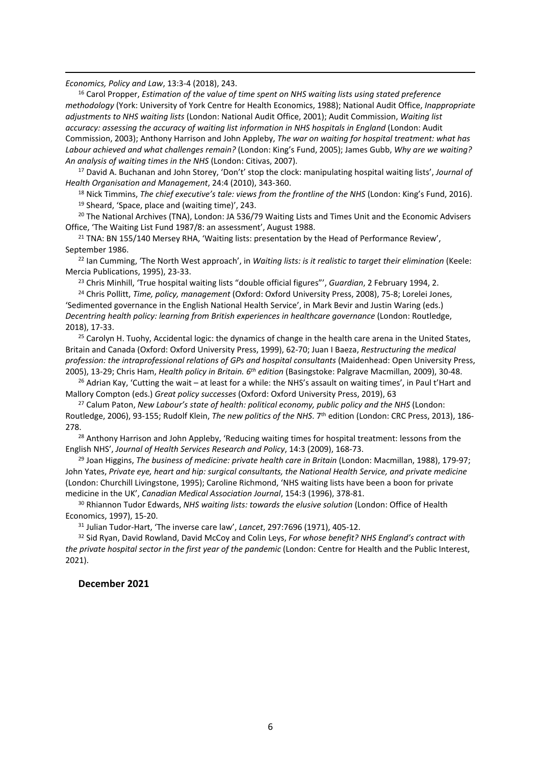*Economics, Policy and Law*, 13:3-4 (2018), 243.

[16] Carol Propper, *Estimation of the value of time spent on NHS waiting lists using stated preference methodology* (York: University of York Centre for Health Economics, 1988); National Audit Office, *Inappropriate adjustments to NHS waiting lists* (London: National Audit Office, 2001); Audit Commission, *Waiting list accuracy: assessing the accuracy of waiting list information in NHS hospitals in England* (London: Audit Commission, 2003); Anthony Harrison and John Appleby, *The war on waiting for hospital treatment: what has Labour achieved and what challenges remain?* (London: King's Fund, 2005); James Gubb, *Why are we waiting? An analysis of waiting times in the NHS* (London: Citivas, 2007).

[17] David A. Buchanan and John Storey, 'Don't' stop the clock: manipulating hospital waiting lists', *Journal of Health Organisation and Management*, 24:4 (2010), 343-360.

[18] Nick Timmins, *The chief executive's tale: views from the frontline of the NHS* (London: King's Fund, 2016).

[19] Sheard, 'Space, place and (waiting time)', 243.

[20] The National Archives (TNA), London: JA 536/79 Waiting Lists and Times Unit and the Economic Advisers Office, 'The Waiting List Fund 1987/8: an assessment', August 1988.

[21] TNA: BN 155/140 Mersey RHA, 'Waiting lists: presentation by the Head of Performance Review', September 1986.

[22] Ian Cumming, 'The North West approach', in *Waiting lists: is it realistic to target their elimination* (Keele: Mercia Publications, 1995), 23-33.

[23] Chris Minhill, 'True hospital waiting lists "double official figures"', *Guardian*, 2 February 1994, 2.

[24] Chris Pollitt, *Time, policy, management* (Oxford: Oxford University Press, 2008), 75-8; Lorelei Jones, 'Sedimented governance in the English National Health Service', in Mark Bevir and Justin Waring (eds.) *Decentring health policy: learning from British experiences in healthcare governance* (London: Routledge, 2018), 17-33.

[25] Carolyn H. Tuohy, Accidental logic: the dynamics of change in the health care arena in the United States, Britain and Canada (Oxford: Oxford University Press, 1999), 62-70; Juan I Baeza, *Restructuring the medical profession: the intraprofessional relations of GPs and hospital consultants* (Maidenhead: Open University Press, 2005), 13-29; Chris Ham, *Health policy in Britain. 6th edition* (Basingstoke: Palgrave Macmillan, 2009), 30-48.

[26] Adrian Kay, 'Cutting the wait – at least for a while: the NHS's assault on waiting times', in Paul t'Hart and Mallory Compton (eds.) *Great policy successes* (Oxford: Oxford University Press, 2019), 63

[27] Calum Paton, *New Labour's state of health: political economy, public policy and the NHS* (London: Routledge, 2006), 93-155; Rudolf Klein, *The new politics of the NHS*. 7th edition (London: CRC Press, 2013), 186-278.

[28] Anthony Harrison and John Appleby, 'Reducing waiting times for hospital treatment: lessons from the English NHS', *Journal of Health Services Research and Policy*, 14:3 (2009), 168-73.

[29] Joan Higgins, *The business of medicine: private health care in Britain* (London: Macmillan, 1988), 179-97; John Yates, *Private eye, heart and hip: surgical consultants, the National Health Service, and private medicine* (London: Churchill Livingstone, 1995); Caroline Richmond, 'NHS waiting lists have been a boon for private medicine in the UK', *Canadian Medical Association Journal*, 154:3 (1996), 378-81.

[30] Rhiannon Tudor Edwards, *NHS waiting lists: towards the elusive solution* (London: Office of Health Economics, 1997), 15-20.

[31] Julian Tudor-Hart, 'The inverse care law', *Lancet*, 297:7696 (1971), 405-12.

[32] Sid Ryan, David Rowland, David McCoy and Colin Leys, *For whose benefit? NHS England's contract with the private hospital sector in the first year of the pandemic* (London: Centre for Health and the Public Interest, 2021).

**December 2021**